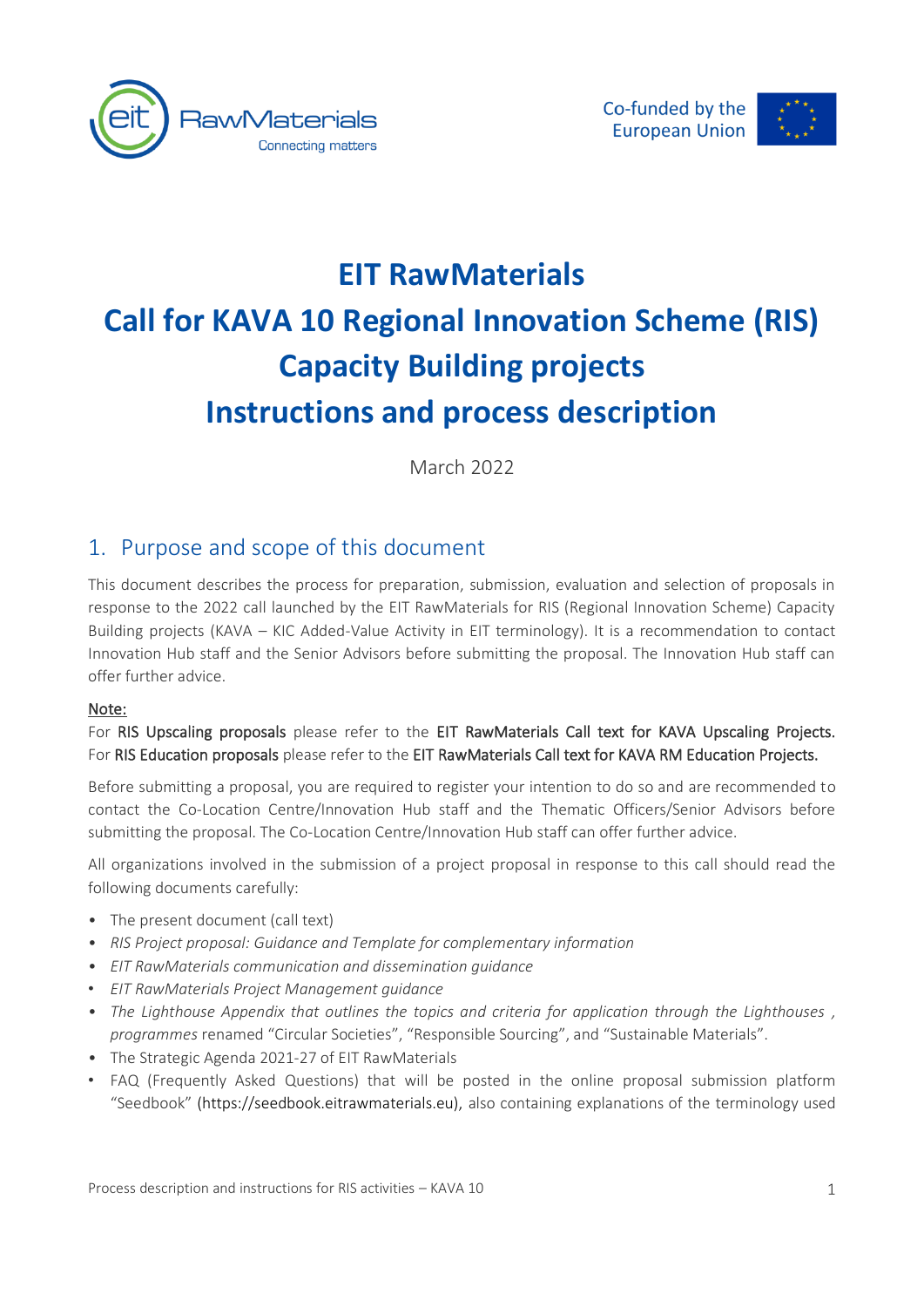# EIT RawMaterials
# Call for KAVA 10 Regional Innovation Scheme (RIS) Capacity Building projects
# Instructions and process description

March 2022

## 1. Purpose and scope of this document

This document describes the process for preparation, submission, evaluation and selection of proposals in response to the 2022 call launched by the EIT RawMaterials for RIS (Regional Innovation Scheme) Capacity Building projects (KAVA – KIC Added-Value Activity in EIT terminology). It is a recommendation to contact Innovation Hub staff and the Senior Advisors before submitting the proposal. The Innovation Hub staff can offer further advice.

Note:

For **RIS Upscaling proposals** please refer to the **EIT RawMaterials Call text for KAVA Upscaling Projects.**
For **RIS Education proposals** please refer to the **EIT RawMaterials Call text for KAVA RM Education Projects.**

Before submitting a proposal, you are required to register your intention to do so and are recommended to contact the Co-Location Centre/Innovation Hub staff and the Thematic Officers/Senior Advisors before submitting the proposal. The Co-Location Centre/Innovation Hub staff can offer further advice.

All organizations involved in the submission of a project proposal in response to this call should read the following documents carefully:

- The present document (call text)
- *RIS Project proposal: Guidance and Template for complementary information*
- *EIT RawMaterials communication and dissemination guidance*
- *EIT RawMaterials Project Management guidance*
- *The Lighthouse Appendix that outlines the topics and criteria for application through the Lighthouses , programmes* renamed "Circular Societies", "Responsible Sourcing", and "Sustainable Materials".
- The Strategic Agenda 2021-27 of EIT RawMaterials
- FAQ (Frequently Asked Questions) that will be posted in the online proposal submission platform "Seedbook" (https://seedbook.eitrawmaterials.eu), also containing explanations of the terminology used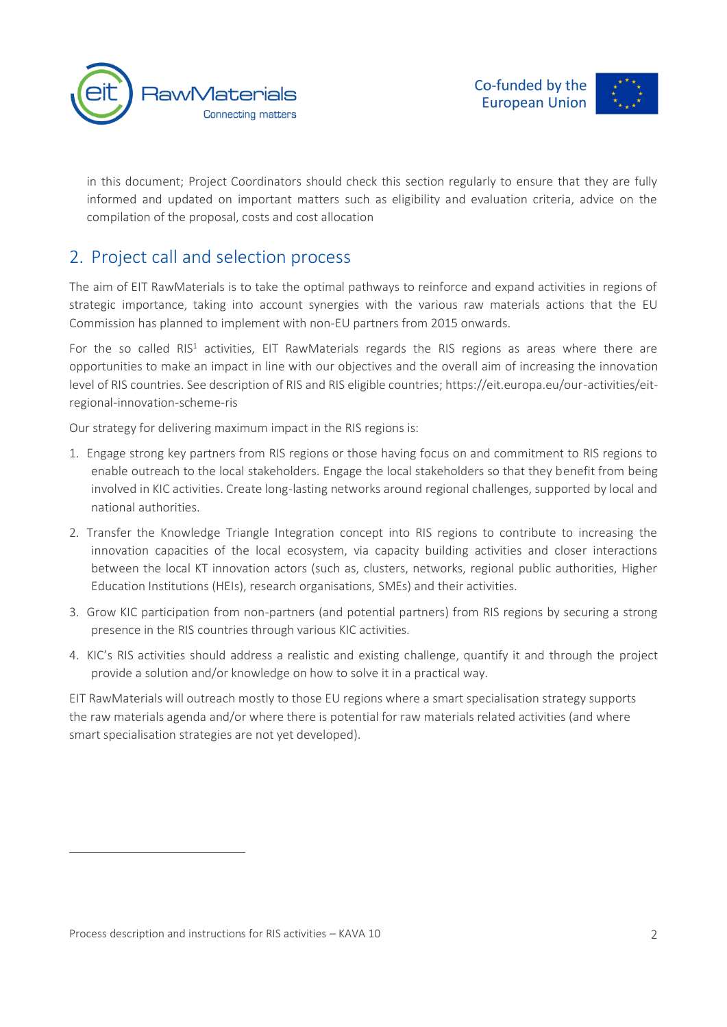in this document; Project Coordinators should check this section regularly to ensure that they are fully informed and updated on important matters such as eligibility and evaluation criteria, advice on the compilation of the proposal, costs and cost allocation

## 2. Project call and selection process

The aim of EIT RawMaterials is to take the optimal pathways to reinforce and expand activities in regions of strategic importance, taking into account synergies with the various raw materials actions that the EU Commission has planned to implement with non-EU partners from 2015 onwards.

For the so called RIS[1] activities, EIT RawMaterials regards the RIS regions as areas where there are opportunities to make an impact in line with our objectives and the overall aim of increasing the innovation level of RIS countries. See description of RIS and RIS eligible countries; https://eit.europa.eu/our-activities/eit-regional-innovation-scheme-ris

Our strategy for delivering maximum impact in the RIS regions is:

1. Engage strong key partners from RIS regions or those having focus on and commitment to RIS regions to enable outreach to the local stakeholders. Engage the local stakeholders so that they benefit from being involved in KIC activities. Create long-lasting networks around regional challenges, supported by local and national authorities.
2. Transfer the Knowledge Triangle Integration concept into RIS regions to contribute to increasing the innovation capacities of the local ecosystem, via capacity building activities and closer interactions between the local KT innovation actors (such as, clusters, networks, regional public authorities, Higher Education Institutions (HEIs), research organisations, SMEs) and their activities.
3. Grow KIC participation from non-partners (and potential partners) from RIS regions by securing a strong presence in the RIS countries through various KIC activities.
4. KIC's RIS activities should address a realistic and existing challenge, quantify it and through the project provide a solution and/or knowledge on how to solve it in a practical way.

EIT RawMaterials will outreach mostly to those EU regions where a smart specialisation strategy supports the raw materials agenda and/or where there is potential for raw materials related activities (and where smart specialisation strategies are not yet developed).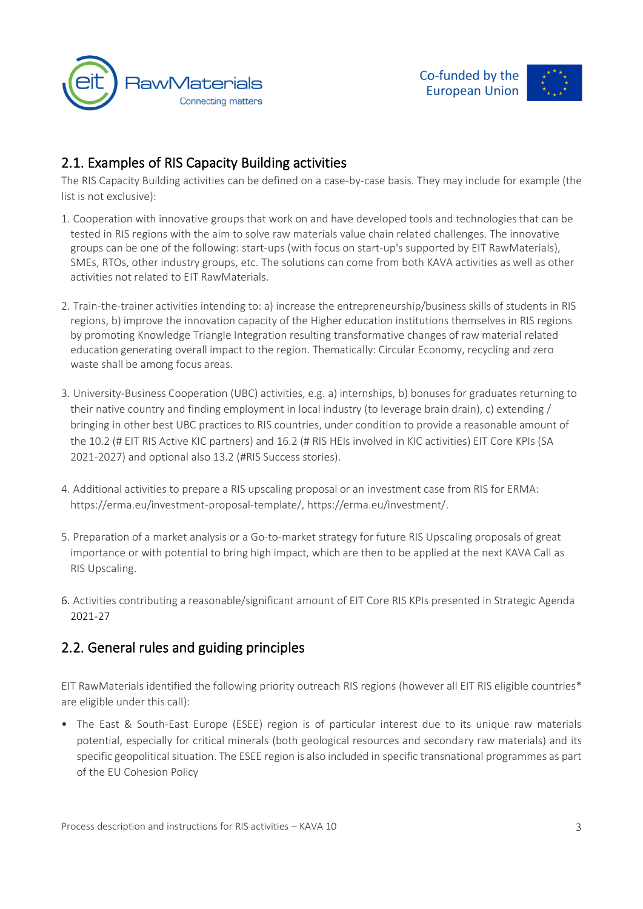## 2.1. Examples of RIS Capacity Building activities

The RIS Capacity Building activities can be defined on a case-by-case basis. They may include for example (the list is not exclusive):

1. Cooperation with innovative groups that work on and have developed tools and technologies that can be tested in RIS regions with the aim to solve raw materials value chain related challenges. The innovative groups can be one of the following: start-ups (with focus on start-up's supported by EIT RawMaterials), SMEs, RTOs, other industry groups, etc. The solutions can come from both KAVA activities as well as other activities not related to EIT RawMaterials.

2. Train-the-trainer activities intending to: a) increase the entrepreneurship/business skills of students in RIS regions, b) improve the innovation capacity of the Higher education institutions themselves in RIS regions by promoting Knowledge Triangle Integration resulting transformative changes of raw material related education generating overall impact to the region. Thematically: Circular Economy, recycling and zero waste shall be among focus areas.

3. University-Business Cooperation (UBC) activities, e.g. a) internships, b) bonuses for graduates returning to their native country and finding employment in local industry (to leverage brain drain), c) extending / bringing in other best UBC practices to RIS countries, under condition to provide a reasonable amount of the 10.2 (# EIT RIS Active KIC partners) and 16.2 (# RIS HEIs involved in KIC activities) EIT Core KPIs (SA 2021-2027) and optional also 13.2 (#RIS Success stories).

4. Additional activities to prepare a RIS upscaling proposal or an investment case from RIS for ERMA: https://erma.eu/investment-proposal-template/, https://erma.eu/investment/.

5. Preparation of a market analysis or a Go-to-market strategy for future RIS Upscaling proposals of great importance or with potential to bring high impact, which are then to be applied at the next KAVA Call as RIS Upscaling.

6. Activities contributing a reasonable/significant amount of EIT Core RIS KPIs presented in Strategic Agenda 2021-27

## 2.2. General rules and guiding principles

EIT RawMaterials identified the following priority outreach RIS regions (however all EIT RIS eligible countries* are eligible under this call):

- The East & South-East Europe (ESEE) region is of particular interest due to its unique raw materials potential, especially for critical minerals (both geological resources and secondary raw materials) and its specific geopolitical situation. The ESEE region is also included in specific transnational programmes as part of the EU Cohesion Policy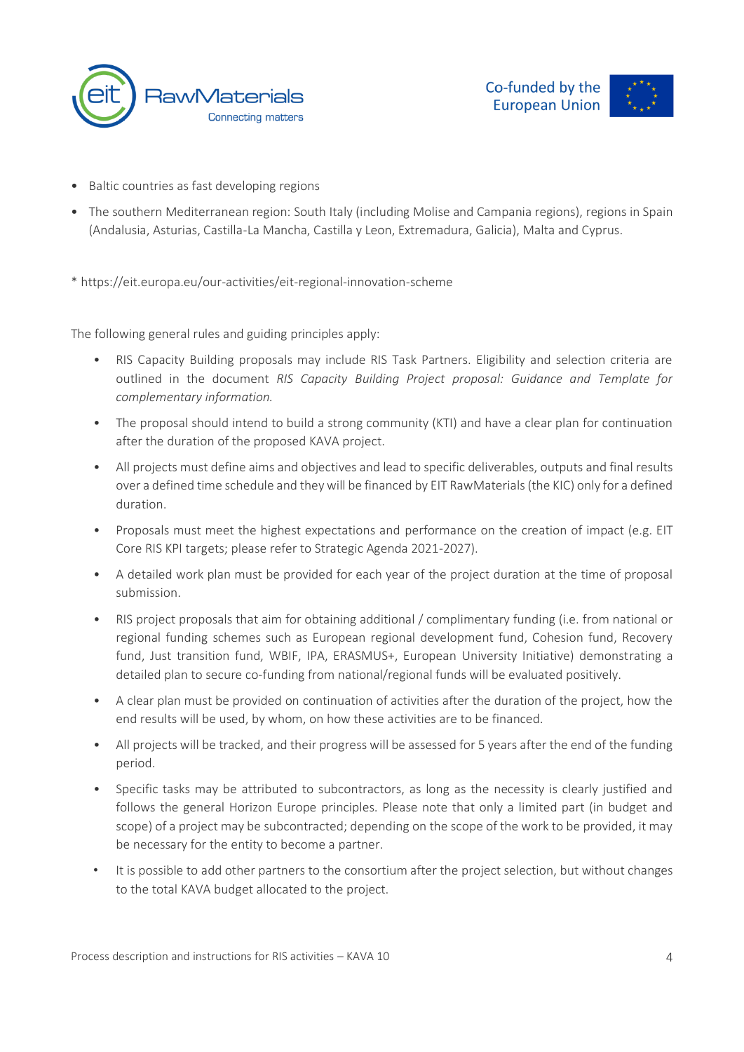- Baltic countries as fast developing regions
- The southern Mediterranean region: South Italy (including Molise and Campania regions), regions in Spain (Andalusia, Asturias, Castilla-La Mancha, Castilla y Leon, Extremadura, Galicia), Malta and Cyprus.

* https://eit.europa.eu/our-activities/eit-regional-innovation-scheme

The following general rules and guiding principles apply:

- RIS Capacity Building proposals may include RIS Task Partners. Eligibility and selection criteria are outlined in the document *RIS Capacity Building Project proposal: Guidance and Template for complementary information.*
- The proposal should intend to build a strong community (KTI) and have a clear plan for continuation after the duration of the proposed KAVA project.
- All projects must define aims and objectives and lead to specific deliverables, outputs and final results over a defined time schedule and they will be financed by EIT RawMaterials (the KIC) only for a defined duration.
- Proposals must meet the highest expectations and performance on the creation of impact (e.g. EIT Core RIS KPI targets; please refer to Strategic Agenda 2021-2027).
- A detailed work plan must be provided for each year of the project duration at the time of proposal submission.
- RIS project proposals that aim for obtaining additional / complimentary funding (i.e. from national or regional funding schemes such as European regional development fund, Cohesion fund, Recovery fund, Just transition fund, WBIF, IPA, ERASMUS+, European University Initiative) demonstrating a detailed plan to secure co-funding from national/regional funds will be evaluated positively.
- A clear plan must be provided on continuation of activities after the duration of the project, how the end results will be used, by whom, on how these activities are to be financed.
- All projects will be tracked, and their progress will be assessed for 5 years after the end of the funding period.
- Specific tasks may be attributed to subcontractors, as long as the necessity is clearly justified and follows the general Horizon Europe principles. Please note that only a limited part (in budget and scope) of a project may be subcontracted; depending on the scope of the work to be provided, it may be necessary for the entity to become a partner.
- It is possible to add other partners to the consortium after the project selection, but without changes to the total KAVA budget allocated to the project.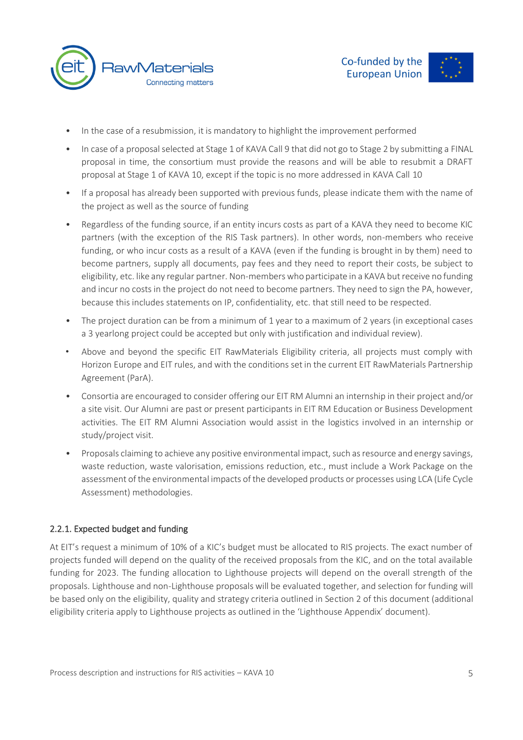- In the case of a resubmission, it is mandatory to highlight the improvement performed
- In case of a proposal selected at Stage 1 of KAVA Call 9 that did not go to Stage 2 by submitting a FINAL proposal in time, the consortium must provide the reasons and will be able to resubmit a DRAFT proposal at Stage 1 of KAVA 10, except if the topic is no more addressed in KAVA Call 10
- If a proposal has already been supported with previous funds, please indicate them with the name of the project as well as the source of funding
- Regardless of the funding source, if an entity incurs costs as part of a KAVA they need to become KIC partners (with the exception of the RIS Task partners). In other words, non-members who receive funding, or who incur costs as a result of a KAVA (even if the funding is brought in by them) need to become partners, supply all documents, pay fees and they need to report their costs, be subject to eligibility, etc. like any regular partner. Non-members who participate in a KAVA but receive no funding and incur no costs in the project do not need to become partners. They need to sign the PA, however, because this includes statements on IP, confidentiality, etc. that still need to be respected.
- The project duration can be from a minimum of 1 year to a maximum of 2 years (in exceptional cases a 3 yearlong project could be accepted but only with justification and individual review).
- Above and beyond the specific EIT RawMaterials Eligibility criteria, all projects must comply with Horizon Europe and EIT rules, and with the conditions set in the current EIT RawMaterials Partnership Agreement (ParA).
- Consortia are encouraged to consider offering our EIT RM Alumni an internship in their project and/or a site visit. Our Alumni are past or present participants in EIT RM Education or Business Development activities. The EIT RM Alumni Association would assist in the logistics involved in an internship or study/project visit.
- Proposals claiming to achieve any positive environmental impact, such as resource and energy savings, waste reduction, waste valorisation, emissions reduction, etc., must include a Work Package on the assessment of the environmental impacts of the developed products or processes using LCA (Life Cycle Assessment) methodologies.

### 2.2.1. Expected budget and funding

At EIT's request a minimum of 10% of a KIC's budget must be allocated to RIS projects. The exact number of projects funded will depend on the quality of the received proposals from the KIC, and on the total available funding for 2023. The funding allocation to Lighthouse projects will depend on the overall strength of the proposals. Lighthouse and non-Lighthouse proposals will be evaluated together, and selection for funding will be based only on the eligibility, quality and strategy criteria outlined in Section 2 of this document (additional eligibility criteria apply to Lighthouse projects as outlined in the 'Lighthouse Appendix' document).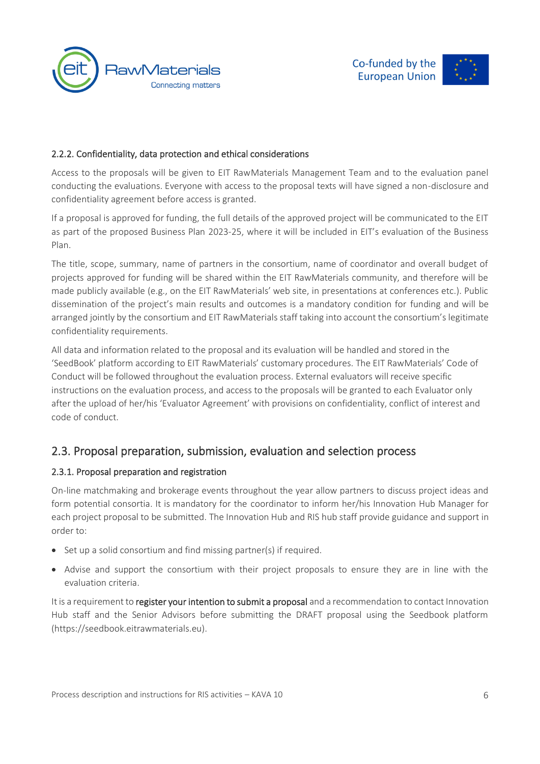#### 2.2.2. Confidentiality, data protection and ethical considerations

Access to the proposals will be given to EIT RawMaterials Management Team and to the evaluation panel conducting the evaluations. Everyone with access to the proposal texts will have signed a non-disclosure and confidentiality agreement before access is granted.

If a proposal is approved for funding, the full details of the approved project will be communicated to the EIT as part of the proposed Business Plan 2023-25, where it will be included in EIT's evaluation of the Business Plan.

The title, scope, summary, name of partners in the consortium, name of coordinator and overall budget of projects approved for funding will be shared within the EIT RawMaterials community, and therefore will be made publicly available (e.g., on the EIT RawMaterials' web site, in presentations at conferences etc.). Public dissemination of the project's main results and outcomes is a mandatory condition for funding and will be arranged jointly by the consortium and EIT RawMaterials staff taking into account the consortium's legitimate confidentiality requirements.

All data and information related to the proposal and its evaluation will be handled and stored in the 'SeedBook' platform according to EIT RawMaterials' customary procedures. The EIT RawMaterials' Code of Conduct will be followed throughout the evaluation process. External evaluators will receive specific instructions on the evaluation process, and access to the proposals will be granted to each Evaluator only after the upload of her/his 'Evaluator Agreement' with provisions on confidentiality, conflict of interest and code of conduct.

## 2.3. Proposal preparation, submission, evaluation and selection process

### 2.3.1. Proposal preparation and registration

On-line matchmaking and brokerage events throughout the year allow partners to discuss project ideas and form potential consortia. It is mandatory for the coordinator to inform her/his Innovation Hub Manager for each project proposal to be submitted. The Innovation Hub and RIS hub staff provide guidance and support in order to:

- Set up a solid consortium and find missing partner(s) if required.
- Advise and support the consortium with their project proposals to ensure they are in line with the evaluation criteria.

It is a requirement to **register your intention to submit a proposal** and a recommendation to contact Innovation Hub staff and the Senior Advisors before submitting the DRAFT proposal using the Seedbook platform (https://seedbook.eitrawmaterials.eu).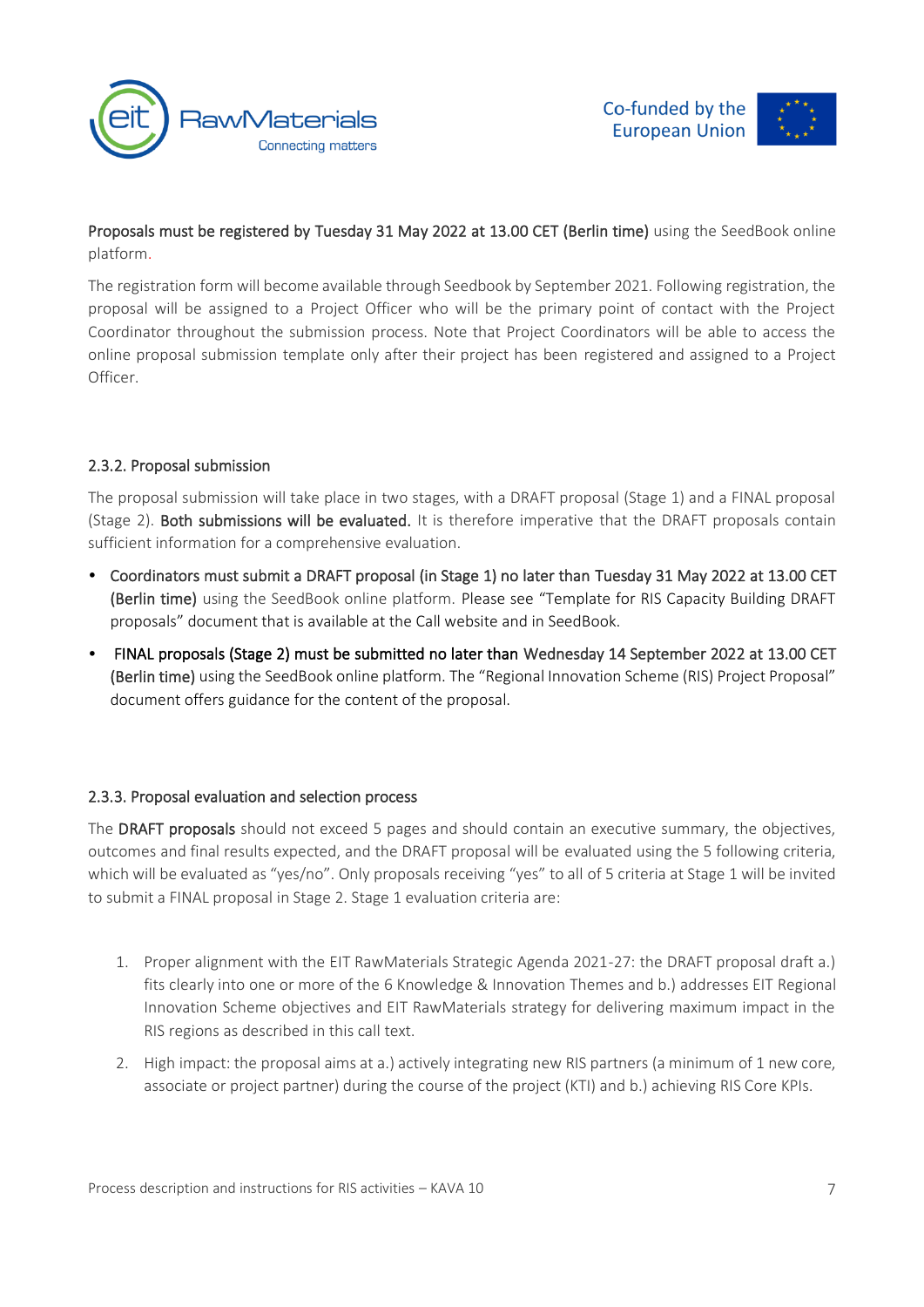**Proposals must be registered by Tuesday 31 May 2022 at 13.00 CET (Berlin time)** using the SeedBook online platform.

The registration form will become available through Seedbook by September 2021. Following registration, the proposal will be assigned to a Project Officer who will be the primary point of contact with the Project Coordinator throughout the submission process. Note that Project Coordinators will be able to access the online proposal submission template only after their project has been registered and assigned to a Project Officer.

### 2.3.2. Proposal submission

The proposal submission will take place in two stages, with a DRAFT proposal (Stage 1) and a FINAL proposal (Stage 2). **Both submissions will be evaluated.** It is therefore imperative that the DRAFT proposals contain sufficient information for a comprehensive evaluation.

- **Coordinators must submit a DRAFT proposal (in Stage 1) no later than Tuesday 31 May 2022 at 13.00 CET (Berlin time)** using the SeedBook online platform. Please see "Template for RIS Capacity Building DRAFT proposals" document that is available at the Call website and in SeedBook.
- **FINAL proposals (Stage 2) must be submitted no later than** Wednesday 14 September 2022 at 13.00 CET **(Berlin time)** using the SeedBook online platform. The "Regional Innovation Scheme (RIS) Project Proposal" document offers guidance for the content of the proposal.

### 2.3.3. Proposal evaluation and selection process

The **DRAFT proposals** should not exceed 5 pages and should contain an executive summary, the objectives, outcomes and final results expected, and the DRAFT proposal will be evaluated using the 5 following criteria, which will be evaluated as "yes/no". Only proposals receiving "yes" to all of 5 criteria at Stage 1 will be invited to submit a FINAL proposal in Stage 2. Stage 1 evaluation criteria are:

1. Proper alignment with the EIT RawMaterials Strategic Agenda 2021-27: the DRAFT proposal draft a.) fits clearly into one or more of the 6 Knowledge & Innovation Themes and b.) addresses EIT Regional Innovation Scheme objectives and EIT RawMaterials strategy for delivering maximum impact in the RIS regions as described in this call text.
2. High impact: the proposal aims at a.) actively integrating new RIS partners (a minimum of 1 new core, associate or project partner) during the course of the project (KTI) and b.) achieving RIS Core KPIs.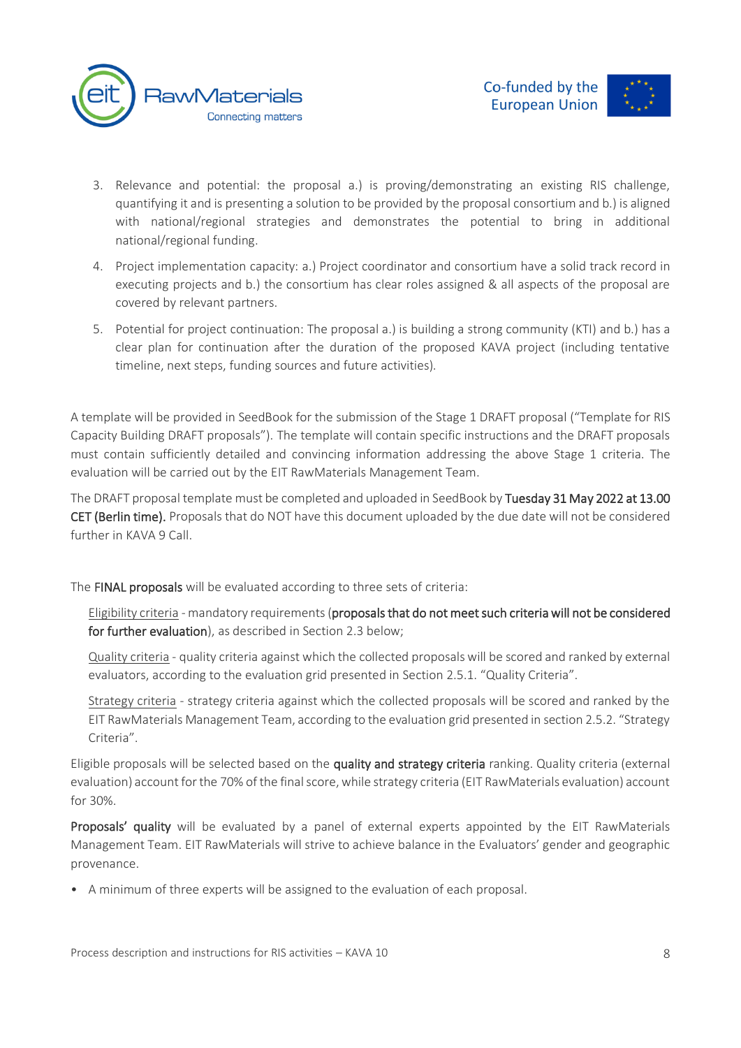3. Relevance and potential: the proposal a.) is proving/demonstrating an existing RIS challenge, quantifying it and is presenting a solution to be provided by the proposal consortium and b.) is aligned with national/regional strategies and demonstrates the potential to bring in additional national/regional funding.
4. Project implementation capacity: a.) Project coordinator and consortium have a solid track record in executing projects and b.) the consortium has clear roles assigned & all aspects of the proposal are covered by relevant partners.
5. Potential for project continuation: The proposal a.) is building a strong community (KTI) and b.) has a clear plan for continuation after the duration of the proposed KAVA project (including tentative timeline, next steps, funding sources and future activities).

A template will be provided in SeedBook for the submission of the Stage 1 DRAFT proposal ("Template for RIS Capacity Building DRAFT proposals"). The template will contain specific instructions and the DRAFT proposals must contain sufficiently detailed and convincing information addressing the above Stage 1 criteria. The evaluation will be carried out by the EIT RawMaterials Management Team.

The DRAFT proposal template must be completed and uploaded in SeedBook by **Tuesday 31 May 2022 at 13.00 CET (Berlin time).** Proposals that do NOT have this document uploaded by the due date will not be considered further in KAVA 9 Call.

The **FINAL proposals** will be evaluated according to three sets of criteria:

Eligibility criteria - mandatory requirements (**proposals that do not meet such criteria will not be considered for further evaluation**), as described in Section 2.3 below;

Quality criteria - quality criteria against which the collected proposals will be scored and ranked by external evaluators, according to the evaluation grid presented in Section 2.5.1. "Quality Criteria".

Strategy criteria - strategy criteria against which the collected proposals will be scored and ranked by the EIT RawMaterials Management Team, according to the evaluation grid presented in section 2.5.2. "Strategy Criteria".

Eligible proposals will be selected based on the **quality and strategy criteria** ranking. Quality criteria (external evaluation) account for the 70% of the final score, while strategy criteria (EIT RawMaterials evaluation) account for 30%.

**Proposals' quality** will be evaluated by a panel of external experts appointed by the EIT RawMaterials Management Team. EIT RawMaterials will strive to achieve balance in the Evaluators' gender and geographic provenance.

- A minimum of three experts will be assigned to the evaluation of each proposal.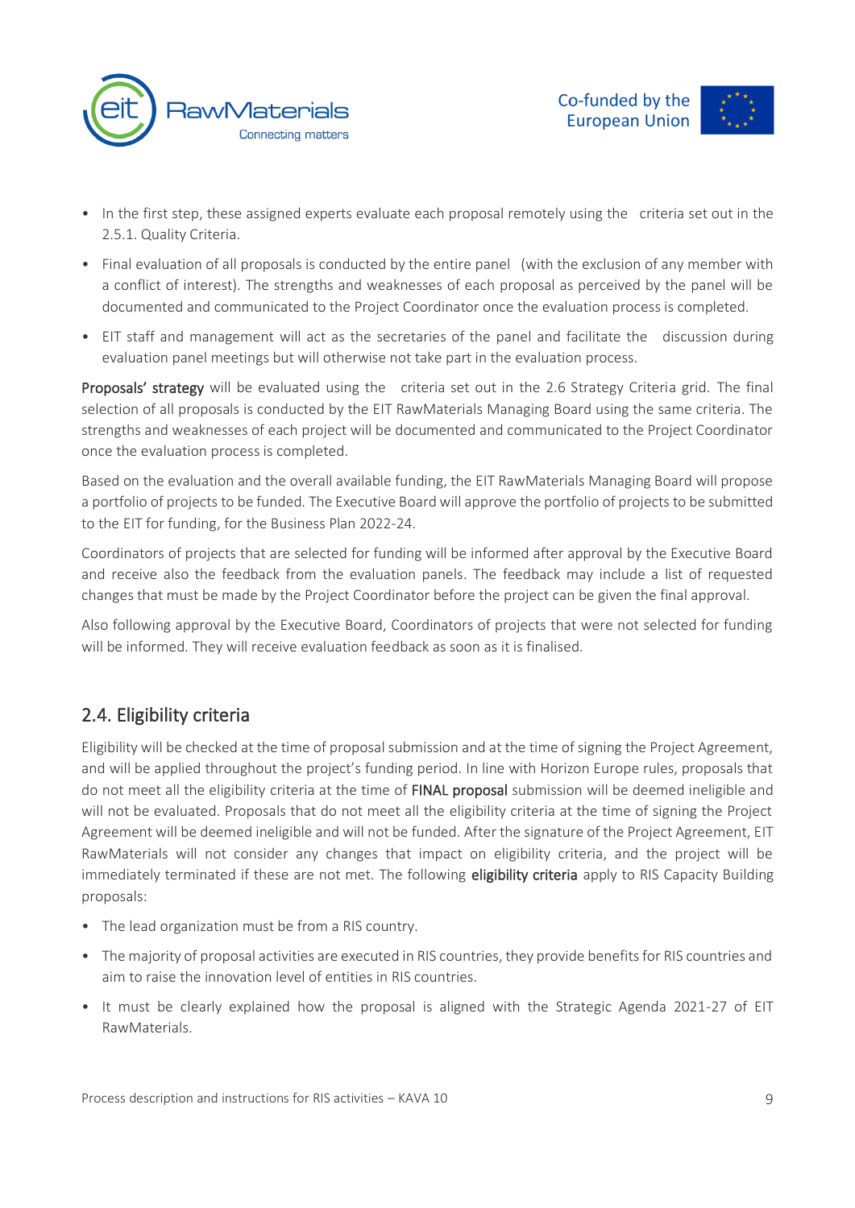- In the first step, these assigned experts evaluate each proposal remotely using the criteria set out in the 2.5.1. Quality Criteria.
- Final evaluation of all proposals is conducted by the entire panel (with the exclusion of any member with a conflict of interest). The strengths and weaknesses of each proposal as perceived by the panel will be documented and communicated to the Project Coordinator once the evaluation process is completed.
- EIT staff and management will act as the secretaries of the panel and facilitate the discussion during evaluation panel meetings but will otherwise not take part in the evaluation process.

**Proposals' strategy** will be evaluated using the criteria set out in the 2.6 Strategy Criteria grid. The final selection of all proposals is conducted by the EIT RawMaterials Managing Board using the same criteria. The strengths and weaknesses of each project will be documented and communicated to the Project Coordinator once the evaluation process is completed.

Based on the evaluation and the overall available funding, the EIT RawMaterials Managing Board will propose a portfolio of projects to be funded. The Executive Board will approve the portfolio of projects to be submitted to the EIT for funding, for the Business Plan 2022-24.

Coordinators of projects that are selected for funding will be informed after approval by the Executive Board and receive also the feedback from the evaluation panels. The feedback may include a list of requested changes that must be made by the Project Coordinator before the project can be given the final approval.

Also following approval by the Executive Board, Coordinators of projects that were not selected for funding will be informed. They will receive evaluation feedback as soon as it is finalised.

## 2.4. Eligibility criteria

Eligibility will be checked at the time of proposal submission and at the time of signing the Project Agreement, and will be applied throughout the project's funding period. In line with Horizon Europe rules, proposals that do not meet all the eligibility criteria at the time of **FINAL proposal** submission will be deemed ineligible and will not be evaluated. Proposals that do not meet all the eligibility criteria at the time of signing the Project Agreement will be deemed ineligible and will not be funded. After the signature of the Project Agreement, EIT RawMaterials will not consider any changes that impact on eligibility criteria, and the project will be immediately terminated if these are not met. The following **eligibility criteria** apply to RIS Capacity Building proposals:

- The lead organization must be from a RIS country.
- The majority of proposal activities are executed in RIS countries, they provide benefits for RIS countries and aim to raise the innovation level of entities in RIS countries.
- It must be clearly explained how the proposal is aligned with the Strategic Agenda 2021-27 of EIT RawMaterials.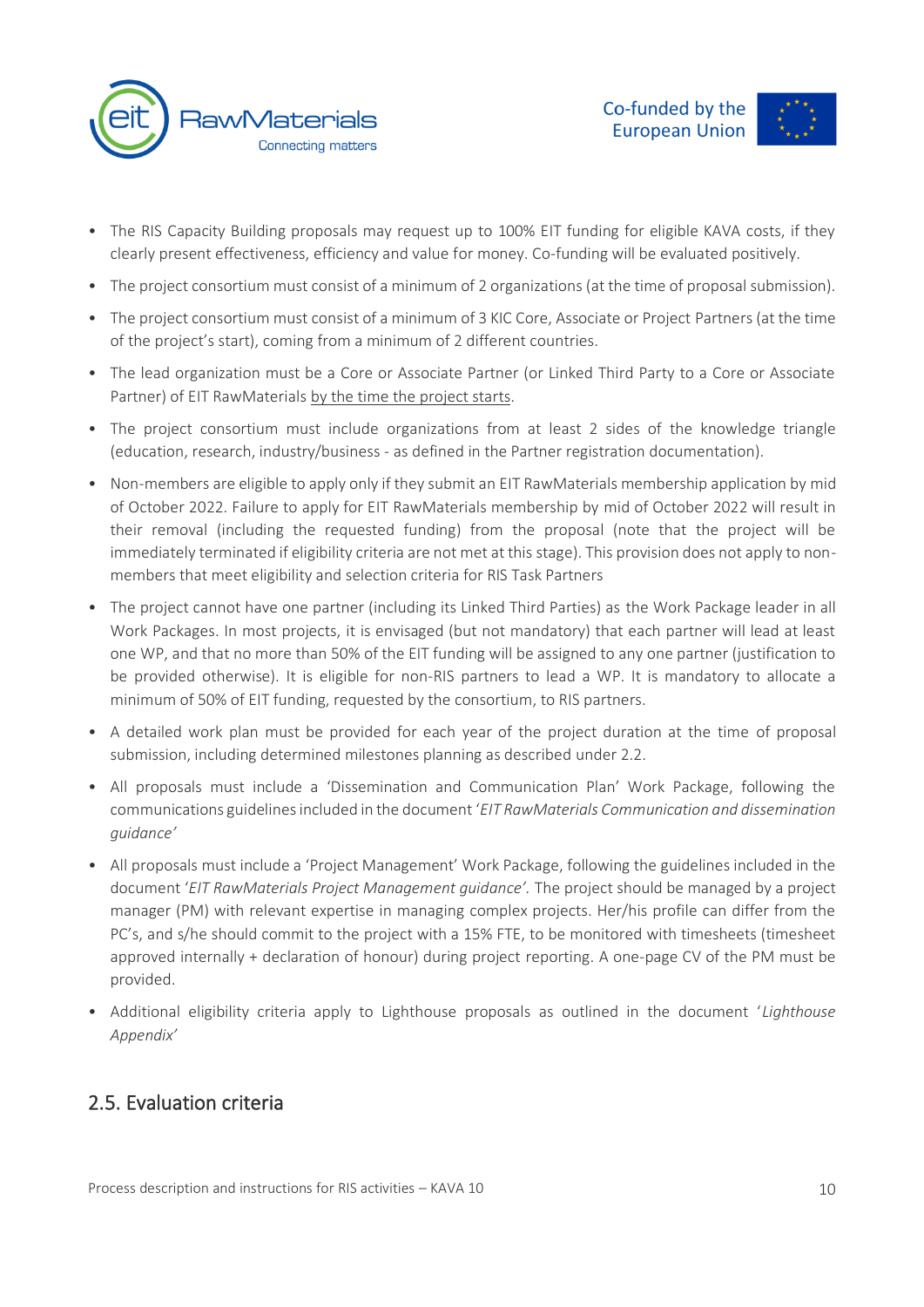- The RIS Capacity Building proposals may request up to 100% EIT funding for eligible KAVA costs, if they clearly present effectiveness, efficiency and value for money. Co-funding will be evaluated positively.
- The project consortium must consist of a minimum of 2 organizations (at the time of proposal submission).
- The project consortium must consist of a minimum of 3 KIC Core, Associate or Project Partners (at the time of the project's start), coming from a minimum of 2 different countries.
- The lead organization must be a Core or Associate Partner (or Linked Third Party to a Core or Associate Partner) of EIT RawMaterials by the time the project starts.
- The project consortium must include organizations from at least 2 sides of the knowledge triangle (education, research, industry/business - as defined in the Partner registration documentation).
- Non-members are eligible to apply only if they submit an EIT RawMaterials membership application by mid of October 2022. Failure to apply for EIT RawMaterials membership by mid of October 2022 will result in their removal (including the requested funding) from the proposal (note that the project will be immediately terminated if eligibility criteria are not met at this stage). This provision does not apply to non-members that meet eligibility and selection criteria for RIS Task Partners
- The project cannot have one partner (including its Linked Third Parties) as the Work Package leader in all Work Packages. In most projects, it is envisaged (but not mandatory) that each partner will lead at least one WP, and that no more than 50% of the EIT funding will be assigned to any one partner (justification to be provided otherwise). It is eligible for non-RIS partners to lead a WP. It is mandatory to allocate a minimum of 50% of EIT funding, requested by the consortium, to RIS partners.
- A detailed work plan must be provided for each year of the project duration at the time of proposal submission, including determined milestones planning as described under 2.2.
- All proposals must include a 'Dissemination and Communication Plan' Work Package, following the communications guidelines included in the document '*EIT RawMaterials Communication and dissemination guidance*'
- All proposals must include a 'Project Management' Work Package, following the guidelines included in the document '*EIT RawMaterials Project Management guidance'.* The project should be managed by a project manager (PM) with relevant expertise in managing complex projects. Her/his profile can differ from the PC's, and s/he should commit to the project with a 15% FTE, to be monitored with timesheets (timesheet approved internally + declaration of honour) during project reporting. A one-page CV of the PM must be provided.
- Additional eligibility criteria apply to Lighthouse proposals as outlined in the document '*Lighthouse Appendix*'

## 2.5. Evaluation criteria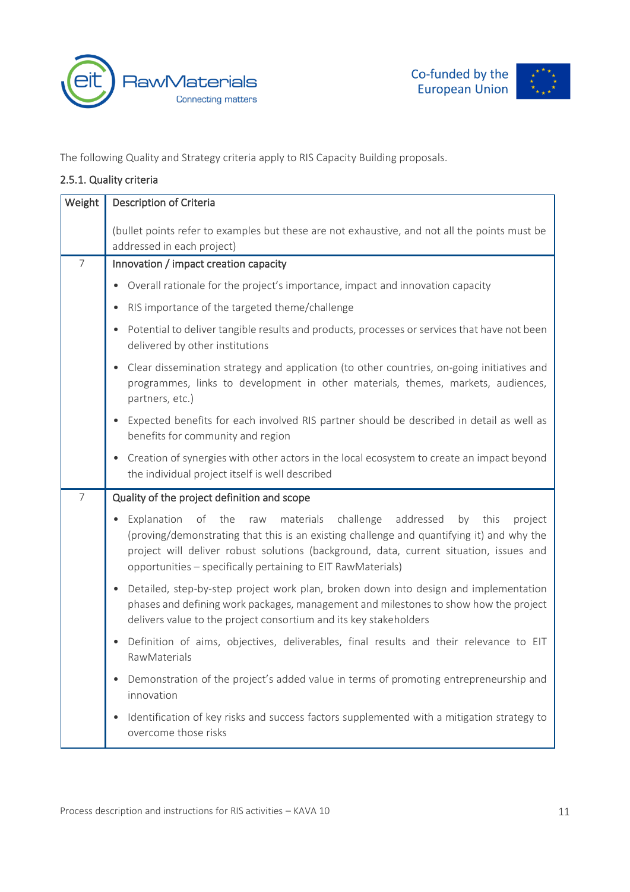The following Quality and Strategy criteria apply to RIS Capacity Building proposals.

### 2.5.1. Quality criteria

| Weight | Description of Criteria<br><br>(bullet points refer to examples but these are not exhaustive, and not all the points must be addressed in each project) |
|---|---|
| 7 | **Innovation / impact creation capacity**<br>• Overall rationale for the project's importance, impact and innovation capacity<br>• RIS importance of the targeted theme/challenge<br>• Potential to deliver tangible results and products, processes or services that have not been delivered by other institutions<br>• Clear dissemination strategy and application (to other countries, on-going initiatives and programmes, links to development in other materials, themes, markets, audiences, partners, etc.)<br>• Expected benefits for each involved RIS partner should be described in detail as well as benefits for community and region<br>• Creation of synergies with other actors in the local ecosystem to create an impact beyond the individual project itself is well described |
| 7 | **Quality of the project definition and scope**<br>• Explanation of the raw materials challenge addressed by this project (proving/demonstrating that this is an existing challenge and quantifying it) and why the project will deliver robust solutions (background, data, current situation, issues and opportunities – specifically pertaining to EIT RawMaterials)<br>• Detailed, step-by-step project work plan, broken down into design and implementation phases and defining work packages, management and milestones to show how the project delivers value to the project consortium and its key stakeholders<br>• Definition of aims, objectives, deliverables, final results and their relevance to EIT RawMaterials<br>• Demonstration of the project's added value in terms of promoting entrepreneurship and innovation<br>• Identification of key risks and success factors supplemented with a mitigation strategy to overcome those risks |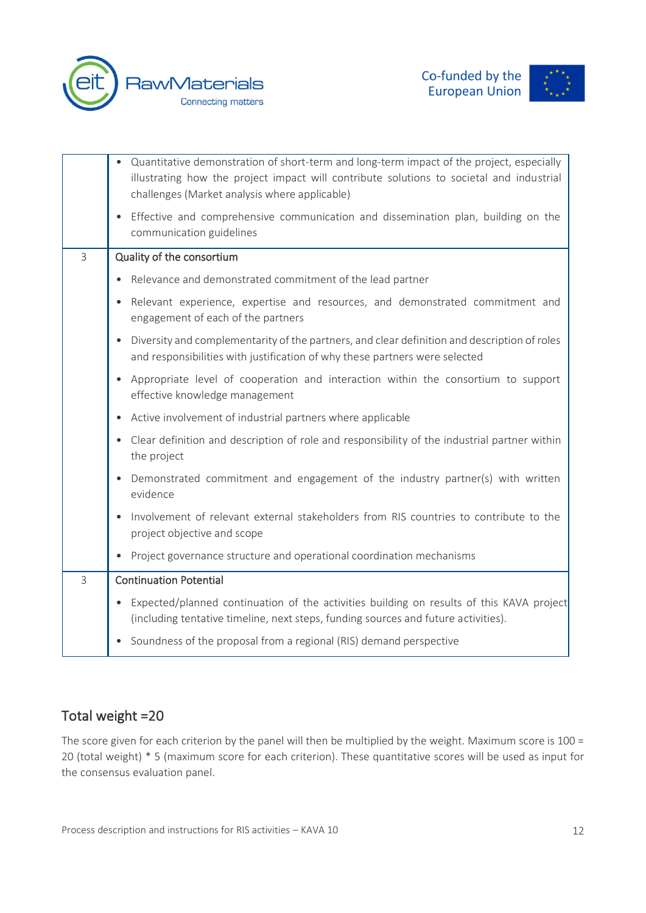| | |
|---|---|
| | • Quantitative demonstration of short-term and long-term impact of the project, especially illustrating how the project impact will contribute solutions to societal and industrial challenges (Market analysis where applicable)<br>• Effective and comprehensive communication and dissemination plan, building on the communication guidelines |
| 3 | Quality of the consortium<br>• Relevance and demonstrated commitment of the lead partner<br>• Relevant experience, expertise and resources, and demonstrated commitment and engagement of each of the partners<br>• Diversity and complementarity of the partners, and clear definition and description of roles and responsibilities with justification of why these partners were selected<br>• Appropriate level of cooperation and interaction within the consortium to support effective knowledge management<br>• Active involvement of industrial partners where applicable<br>• Clear definition and description of role and responsibility of the industrial partner within the project<br>• Demonstrated commitment and engagement of the industry partner(s) with written evidence<br>• Involvement of relevant external stakeholders from RIS countries to contribute to the project objective and scope<br>• Project governance structure and operational coordination mechanisms |
| 3 | Continuation Potential<br>• Expected/planned continuation of the activities building on results of this KAVA project (including tentative timeline, next steps, funding sources and future activities).<br>• Soundness of the proposal from a regional (RIS) demand perspective |

## Total weight =20

The score given for each criterion by the panel will then be multiplied by the weight. Maximum score is 100 = 20 (total weight) * 5 (maximum score for each criterion). These quantitative scores will be used as input for the consensus evaluation panel.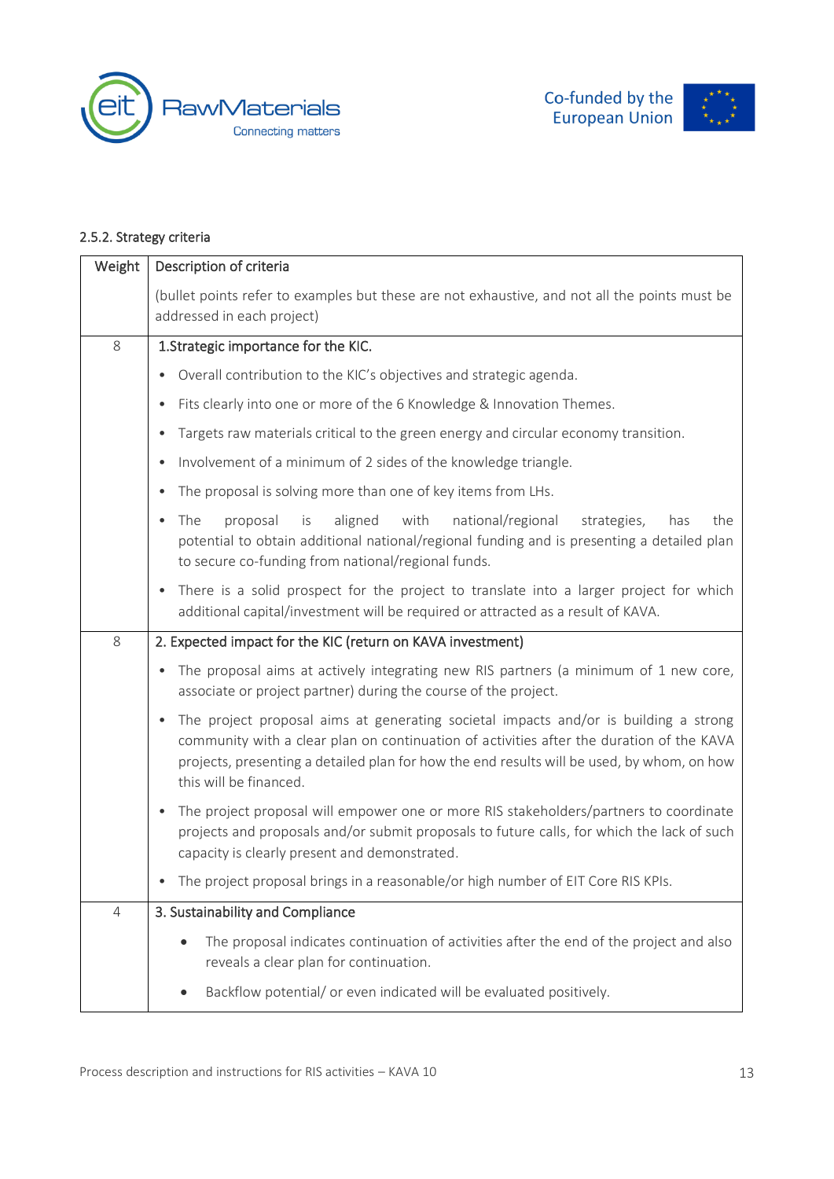### 2.5.2. Strategy criteria

| Weight | Description of criteria<br>(bullet points refer to examples but these are not exhaustive, and not all the points must be addressed in each project) |
|---|---|
| 8 | 1.Strategic importance for the KIC.<br>• Overall contribution to the KIC's objectives and strategic agenda.<br>• Fits clearly into one or more of the 6 Knowledge & Innovation Themes.<br>• Targets raw materials critical to the green energy and circular economy transition.<br>• Involvement of a minimum of 2 sides of the knowledge triangle.<br>• The proposal is solving more than one of key items from LHs.<br>• The proposal is aligned with national/regional strategies, has the potential to obtain additional national/regional funding and is presenting a detailed plan to secure co-funding from national/regional funds.<br>• There is a solid prospect for the project to translate into a larger project for which additional capital/investment will be required or attracted as a result of KAVA. |
| 8 | 2. Expected impact for the KIC (return on KAVA investment)<br>• The proposal aims at actively integrating new RIS partners (a minimum of 1 new core, associate or project partner) during the course of the project.<br>• The project proposal aims at generating societal impacts and/or is building a strong community with a clear plan on continuation of activities after the duration of the KAVA projects, presenting a detailed plan for how the end results will be used, by whom, on how this will be financed.<br>• The project proposal will empower one or more RIS stakeholders/partners to coordinate projects and proposals and/or submit proposals to future calls, for which the lack of such capacity is clearly present and demonstrated.<br>• The project proposal brings in a reasonable/or high number of EIT Core RIS KPIs. |
| 4 | 3. Sustainability and Compliance<br>• The proposal indicates continuation of activities after the end of the project and also reveals a clear plan for continuation.<br>• Backflow potential/ or even indicated will be evaluated positively. |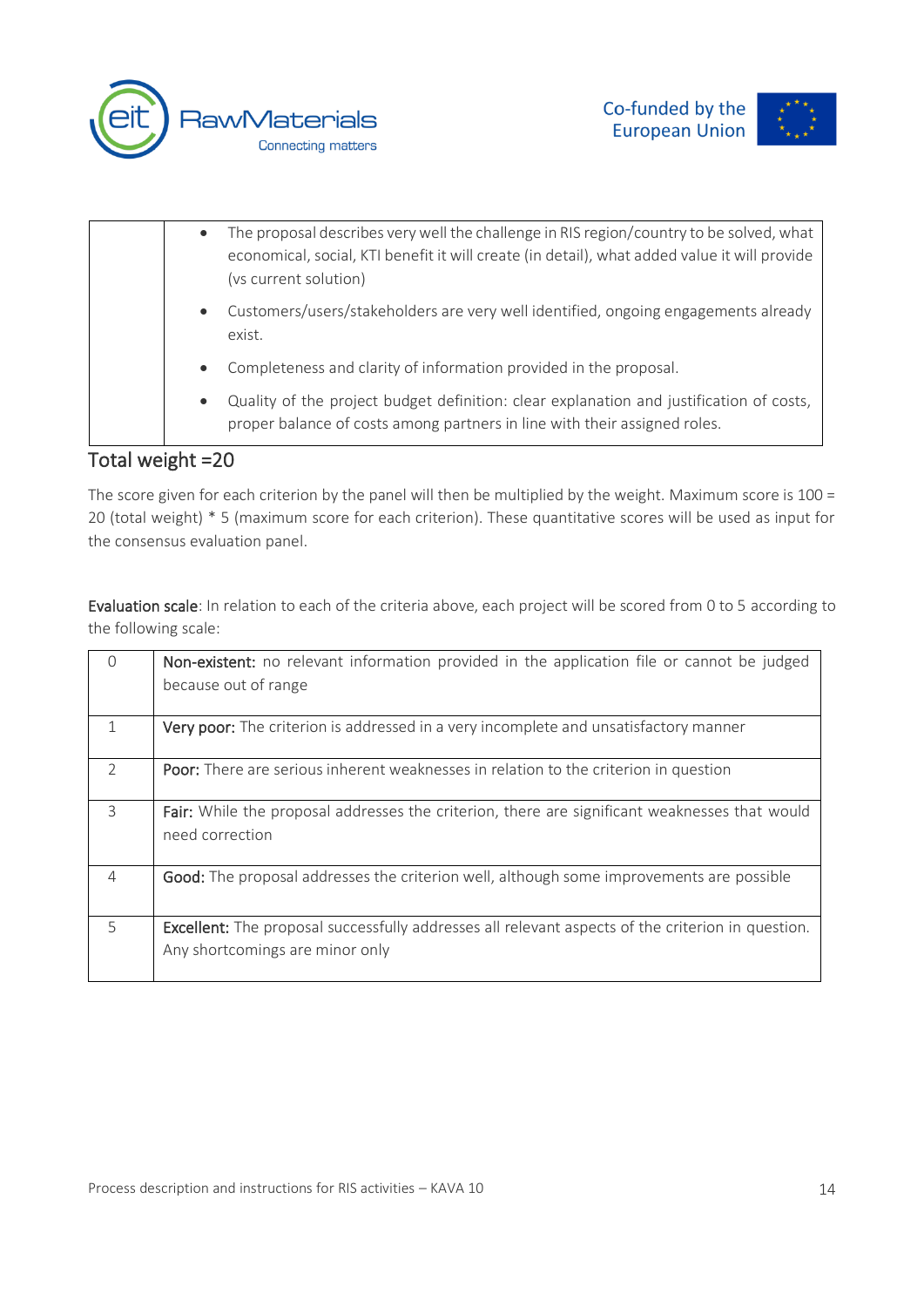|  |  |
|---|---|
|  | • The proposal describes very well the challenge in RIS region/country to be solved, what economical, social, KTI benefit it will create (in detail), what added value it will provide (vs current solution)<br>• Customers/users/stakeholders are very well identified, ongoing engagements already exist.<br>• Completeness and clarity of information provided in the proposal.<br>• Quality of the project budget definition: clear explanation and justification of costs, proper balance of costs among partners in line with their assigned roles. |

## Total weight =20

The score given for each criterion by the panel will then be multiplied by the weight. Maximum score is 100 = 20 (total weight) * 5 (maximum score for each criterion). These quantitative scores will be used as input for the consensus evaluation panel.

**Evaluation scale**: In relation to each of the criteria above, each project will be scored from 0 to 5 according to the following scale:

| Score | Description |
|---|---|
| 0 | **Non-existent:** no relevant information provided in the application file or cannot be judged because out of range |
| 1 | **Very poor:** The criterion is addressed in a very incomplete and unsatisfactory manner |
| 2 | **Poor:** There are serious inherent weaknesses in relation to the criterion in question |
| 3 | **Fair:** While the proposal addresses the criterion, there are significant weaknesses that would need correction |
| 4 | **Good:** The proposal addresses the criterion well, although some improvements are possible |
| 5 | **Excellent:** The proposal successfully addresses all relevant aspects of the criterion in question. Any shortcomings are minor only |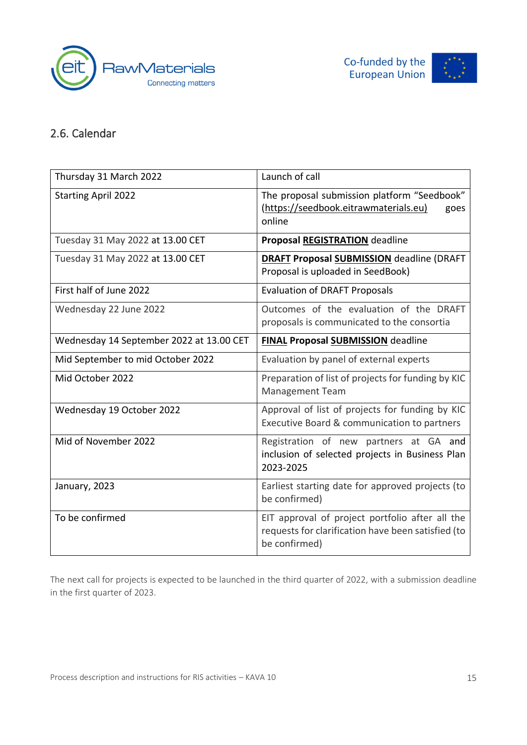## 2.6. Calendar

| | |
|---|---|
| Thursday 31 March 2022 | Launch of call |
| Starting April 2022 | The proposal submission platform "Seedbook" (https://seedbook.eitrawmaterials.eu) goes online |
| Tuesday 31 May 2022 at 13.00 CET | **Proposal <u>REGISTRATION</u>** deadline |
| Tuesday 31 May 2022 at 13.00 CET | **<u>DRAFT</u> Proposal <u>SUBMISSION</u>** deadline (DRAFT Proposal is uploaded in SeedBook) |
| First half of June 2022 | Evaluation of DRAFT Proposals |
| Wednesday 22 June 2022 | Outcomes of the evaluation of the DRAFT proposals is communicated to the consortia |
| Wednesday 14 September 2022 at 13.00 CET | **<u>FINAL</u> Proposal <u>SUBMISSION</u>** deadline |
| Mid September to mid October 2022 | Evaluation by panel of external experts |
| Mid October 2022 | Preparation of list of projects for funding by KIC Management Team |
| Wednesday 19 October 2022 | Approval of list of projects for funding by KIC Executive Board & communication to partners |
| Mid of November 2022 | Registration of new partners at GA and inclusion of selected projects in Business Plan 2023-2025 |
| January, 2023 | Earliest starting date for approved projects (to be confirmed) |
| To be confirmed | EIT approval of project portfolio after all the requests for clarification have been satisfied (to be confirmed) |

The next call for projects is expected to be launched in the third quarter of 2022, with a submission deadline in the first quarter of 2023.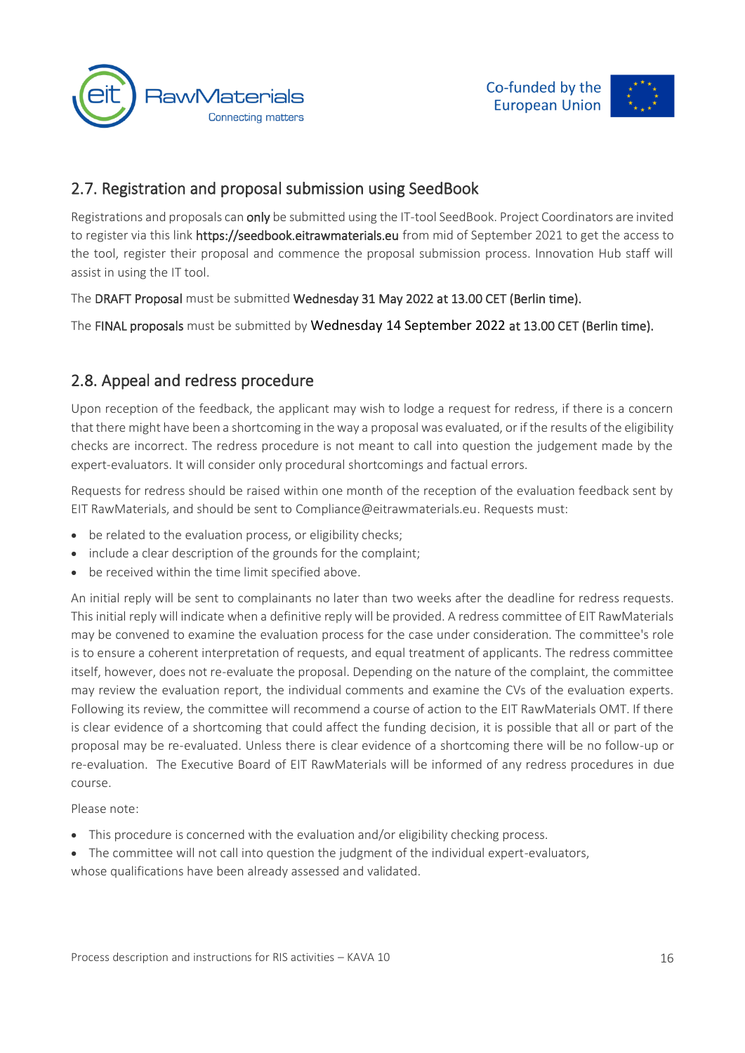## 2.7. Registration and proposal submission using SeedBook

Registrations and proposals can **only** be submitted using the IT-tool SeedBook. Project Coordinators are invited to register via this link https://seedbook.eitrawmaterials.eu from mid of September 2021 to get the access to the tool, register their proposal and commence the proposal submission process. Innovation Hub staff will assist in using the IT tool.

The DRAFT Proposal must be submitted Wednesday 31 May 2022 at 13.00 CET (Berlin time).

The FINAL proposals must be submitted by Wednesday 14 September 2022 at 13.00 CET (Berlin time).

## 2.8. Appeal and redress procedure

Upon reception of the feedback, the applicant may wish to lodge a request for redress, if there is a concern that there might have been a shortcoming in the way a proposal was evaluated, or if the results of the eligibility checks are incorrect. The redress procedure is not meant to call into question the judgement made by the expert-evaluators. It will consider only procedural shortcomings and factual errors.

Requests for redress should be raised within one month of the reception of the evaluation feedback sent by EIT RawMaterials, and should be sent to Compliance@eitrawmaterials.eu. Requests must:

- be related to the evaluation process, or eligibility checks;
- include a clear description of the grounds for the complaint;
- be received within the time limit specified above.

An initial reply will be sent to complainants no later than two weeks after the deadline for redress requests. This initial reply will indicate when a definitive reply will be provided. A redress committee of EIT RawMaterials may be convened to examine the evaluation process for the case under consideration. The committee's role is to ensure a coherent interpretation of requests, and equal treatment of applicants. The redress committee itself, however, does not re-evaluate the proposal. Depending on the nature of the complaint, the committee may review the evaluation report, the individual comments and examine the CVs of the evaluation experts. Following its review, the committee will recommend a course of action to the EIT RawMaterials OMT. If there is clear evidence of a shortcoming that could affect the funding decision, it is possible that all or part of the proposal may be re-evaluated. Unless there is clear evidence of a shortcoming there will be no follow-up or re-evaluation. The Executive Board of EIT RawMaterials will be informed of any redress procedures in due course.

Please note:

- This procedure is concerned with the evaluation and/or eligibility checking process.
- The committee will not call into question the judgment of the individual expert-evaluators, whose qualifications have been already assessed and validated.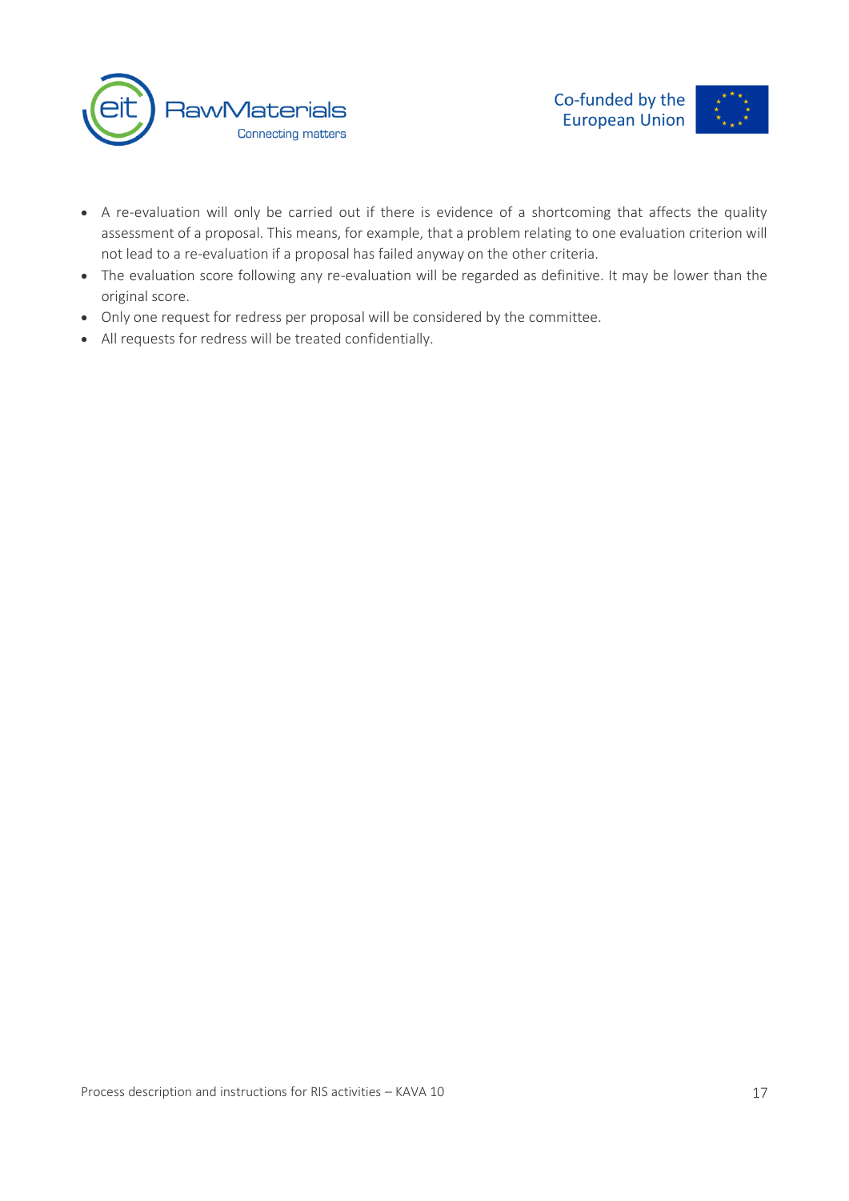- A re-evaluation will only be carried out if there is evidence of a shortcoming that affects the quality assessment of a proposal. This means, for example, that a problem relating to one evaluation criterion will not lead to a re-evaluation if a proposal has failed anyway on the other criteria.
- The evaluation score following any re-evaluation will be regarded as definitive. It may be lower than the original score.
- Only one request for redress per proposal will be considered by the committee.
- All requests for redress will be treated confidentially.